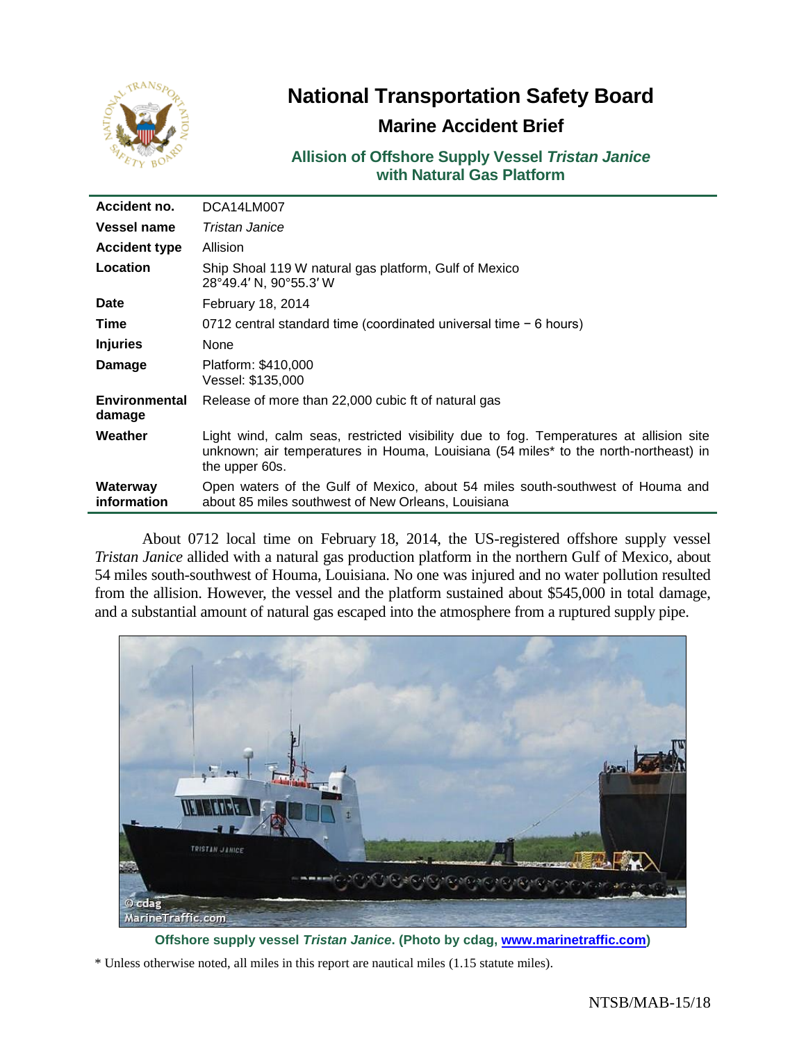# National Transportation Safety Board

## Marine Accident Brief

### Allision of Offshore Supply Vessel *Tristan Janice* with Natural Gas Platform

| | |
|---|---|
| **Accident no.** | DCA14LM007 |
| **Vessel name** | *Tristan Janice* |
| **Accident type** | Allision |
| **Location** | Ship Shoal 119 W natural gas platform, Gulf of Mexico 28°49.4′ N, 90°55.3′ W |
| **Date** | February 18, 2014 |
| **Time** | 0712 central standard time (coordinated universal time − 6 hours) |
| **Injuries** | None |
| **Damage** | Platform: $410,000 Vessel: $135,000 |
| **Environmental damage** | Release of more than 22,000 cubic ft of natural gas |
| **Weather** | Light wind, calm seas, restricted visibility due to fog. Temperatures at allision site unknown; air temperatures in Houma, Louisiana (54 miles* to the north-northeast) in the upper 60s. |
| **Waterway information** | Open waters of the Gulf of Mexico, about 54 miles south-southwest of Houma and about 85 miles southwest of New Orleans, Louisiana |

About 0712 local time on February 18, 2014, the US-registered offshore supply vessel *Tristan Janice* allided with a natural gas production platform in the northern Gulf of Mexico, about 54 miles south-southwest of Houma, Louisiana. No one was injured and no water pollution resulted from the allision. However, the vessel and the platform sustained about $545,000 in total damage, and a substantial amount of natural gas escaped into the atmosphere from a ruptured supply pipe.

**Offshore supply vessel *Tristan Janice*. (Photo by cdag, www.marinetraffic.com)**

\* Unless otherwise noted, all miles in this report are nautical miles (1.15 statute miles).

NTSB/MAB-15/18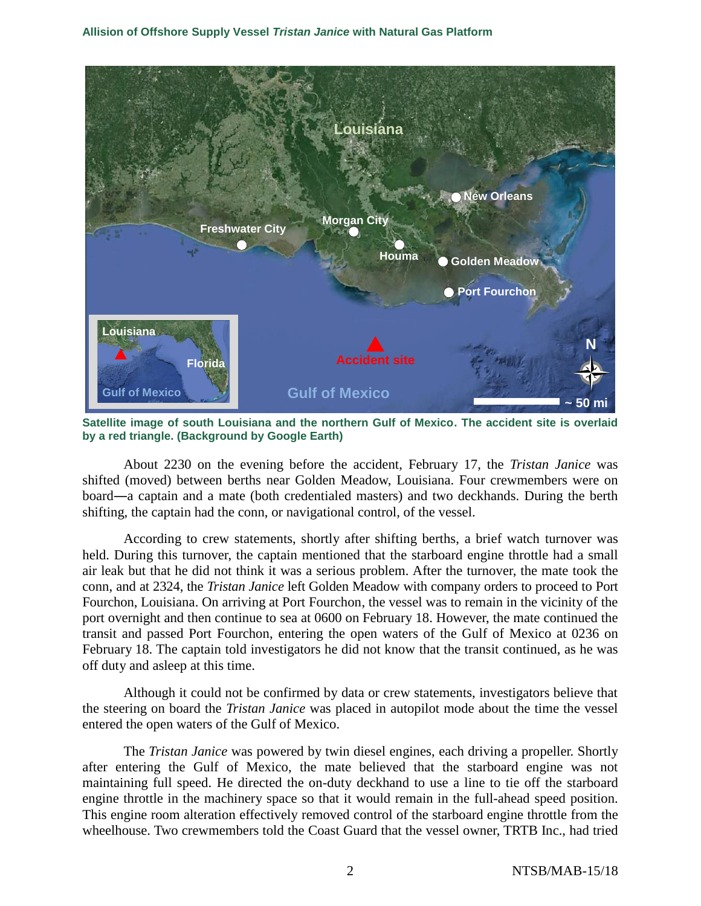Satellite image of south Louisiana and the northern Gulf of Mexico. The accident site is overlaid by a red triangle. (Background by Google Earth)

About 2230 on the evening before the accident, February 17, the *Tristan Janice* was shifted (moved) between berths near Golden Meadow, Louisiana. Four crewmembers were on board—a captain and a mate (both credentialed masters) and two deckhands. During the berth shifting, the captain had the conn, or navigational control, of the vessel.

According to crew statements, shortly after shifting berths, a brief watch turnover was held. During this turnover, the captain mentioned that the starboard engine throttle had a small air leak but that he did not think it was a serious problem. After the turnover, the mate took the conn, and at 2324, the *Tristan Janice* left Golden Meadow with company orders to proceed to Port Fourchon, Louisiana. On arriving at Port Fourchon, the vessel was to remain in the vicinity of the port overnight and then continue to sea at 0600 on February 18. However, the mate continued the transit and passed Port Fourchon, entering the open waters of the Gulf of Mexico at 0236 on February 18. The captain told investigators he did not know that the transit continued, as he was off duty and asleep at this time.

Although it could not be confirmed by data or crew statements, investigators believe that the steering on board the *Tristan Janice* was placed in autopilot mode about the time the vessel entered the open waters of the Gulf of Mexico.

The *Tristan Janice* was powered by twin diesel engines, each driving a propeller. Shortly after entering the Gulf of Mexico, the mate believed that the starboard engine was not maintaining full speed. He directed the on-duty deckhand to use a line to tie off the starboard engine throttle in the machinery space so that it would remain in the full-ahead speed position. This engine room alteration effectively removed control of the starboard engine throttle from the wheelhouse. Two crewmembers told the Coast Guard that the vessel owner, TRTB Inc., had tried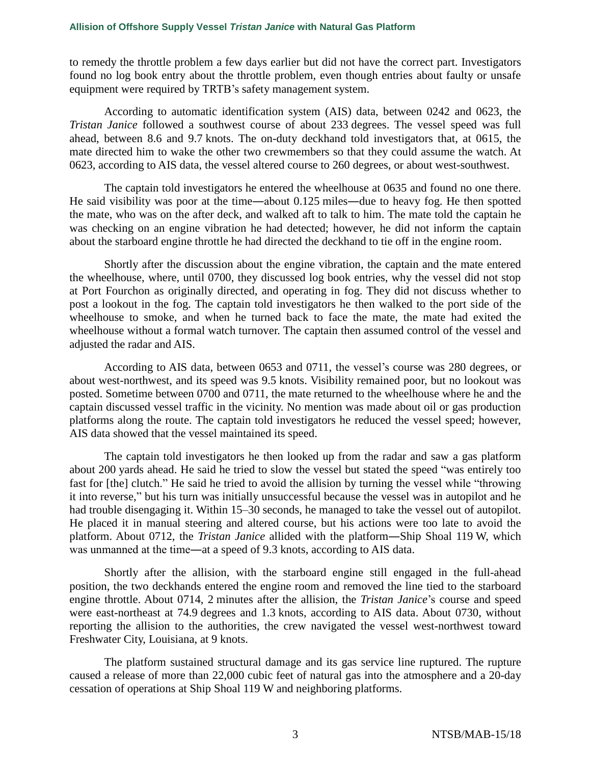to remedy the throttle problem a few days earlier but did not have the correct part. Investigators found no log book entry about the throttle problem, even though entries about faulty or unsafe equipment were required by TRTB's safety management system.

According to automatic identification system (AIS) data, between 0242 and 0623, the *Tristan Janice* followed a southwest course of about 233 degrees. The vessel speed was full ahead, between 8.6 and 9.7 knots. The on-duty deckhand told investigators that, at 0615, the mate directed him to wake the other two crewmembers so that they could assume the watch. At 0623, according to AIS data, the vessel altered course to 260 degrees, or about west-southwest.

The captain told investigators he entered the wheelhouse at 0635 and found no one there. He said visibility was poor at the time—about 0.125 miles—due to heavy fog. He then spotted the mate, who was on the after deck, and walked aft to talk to him. The mate told the captain he was checking on an engine vibration he had detected; however, he did not inform the captain about the starboard engine throttle he had directed the deckhand to tie off in the engine room.

Shortly after the discussion about the engine vibration, the captain and the mate entered the wheelhouse, where, until 0700, they discussed log book entries, why the vessel did not stop at Port Fourchon as originally directed, and operating in fog. They did not discuss whether to post a lookout in the fog. The captain told investigators he then walked to the port side of the wheelhouse to smoke, and when he turned back to face the mate, the mate had exited the wheelhouse without a formal watch turnover. The captain then assumed control of the vessel and adjusted the radar and AIS.

According to AIS data, between 0653 and 0711, the vessel's course was 280 degrees, or about west-northwest, and its speed was 9.5 knots. Visibility remained poor, but no lookout was posted. Sometime between 0700 and 0711, the mate returned to the wheelhouse where he and the captain discussed vessel traffic in the vicinity. No mention was made about oil or gas production platforms along the route. The captain told investigators he reduced the vessel speed; however, AIS data showed that the vessel maintained its speed.

The captain told investigators he then looked up from the radar and saw a gas platform about 200 yards ahead. He said he tried to slow the vessel but stated the speed "was entirely too fast for [the] clutch." He said he tried to avoid the allision by turning the vessel while "throwing it into reverse," but his turn was initially unsuccessful because the vessel was in autopilot and he had trouble disengaging it. Within 15–30 seconds, he managed to take the vessel out of autopilot. He placed it in manual steering and altered course, but his actions were too late to avoid the platform. About 0712, the *Tristan Janice* allided with the platform—Ship Shoal 119 W, which was unmanned at the time—at a speed of 9.3 knots, according to AIS data.

Shortly after the allision, with the starboard engine still engaged in the full-ahead position, the two deckhands entered the engine room and removed the line tied to the starboard engine throttle. About 0714, 2 minutes after the allision, the *Tristan Janice*'s course and speed were east-northeast at 74.9 degrees and 1.3 knots, according to AIS data. About 0730, without reporting the allision to the authorities, the crew navigated the vessel west-northwest toward Freshwater City, Louisiana, at 9 knots.

The platform sustained structural damage and its gas service line ruptured. The rupture caused a release of more than 22,000 cubic feet of natural gas into the atmosphere and a 20-day cessation of operations at Ship Shoal 119 W and neighboring platforms.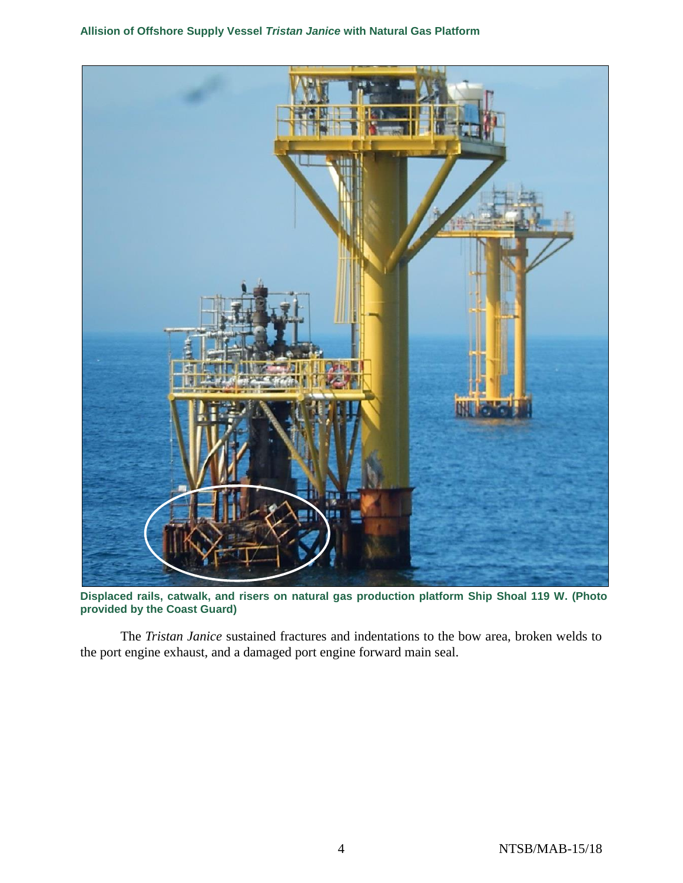**Displaced rails, catwalk, and risers on natural gas production platform Ship Shoal 119 W. (Photo provided by the Coast Guard)**

The *Tristan Janice* sustained fractures and indentations to the bow area, broken welds to the port engine exhaust, and a damaged port engine forward main seal.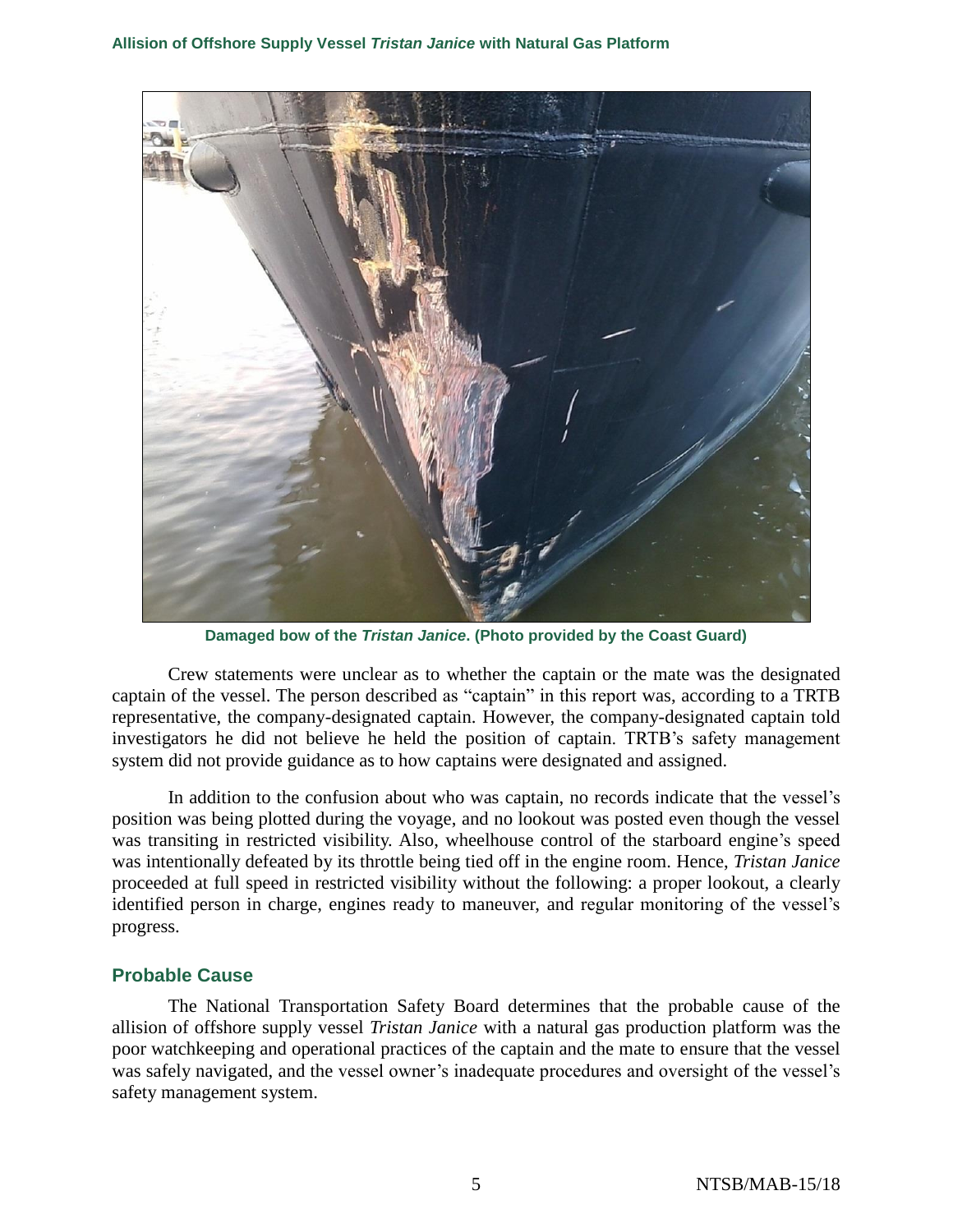Damaged bow of the *Tristan Janice*. (Photo provided by the Coast Guard)

Crew statements were unclear as to whether the captain or the mate was the designated captain of the vessel. The person described as "captain" in this report was, according to a TRTB representative, the company-designated captain. However, the company-designated captain told investigators he did not believe he held the position of captain. TRTB's safety management system did not provide guidance as to how captains were designated and assigned.

In addition to the confusion about who was captain, no records indicate that the vessel's position was being plotted during the voyage, and no lookout was posted even though the vessel was transiting in restricted visibility. Also, wheelhouse control of the starboard engine's speed was intentionally defeated by its throttle being tied off in the engine room. Hence, *Tristan Janice* proceeded at full speed in restricted visibility without the following: a proper lookout, a clearly identified person in charge, engines ready to maneuver, and regular monitoring of the vessel's progress.

## Probable Cause

The National Transportation Safety Board determines that the probable cause of the allision of offshore supply vessel *Tristan Janice* with a natural gas production platform was the poor watchkeeping and operational practices of the captain and the mate to ensure that the vessel was safely navigated, and the vessel owner's inadequate procedures and oversight of the vessel's safety management system.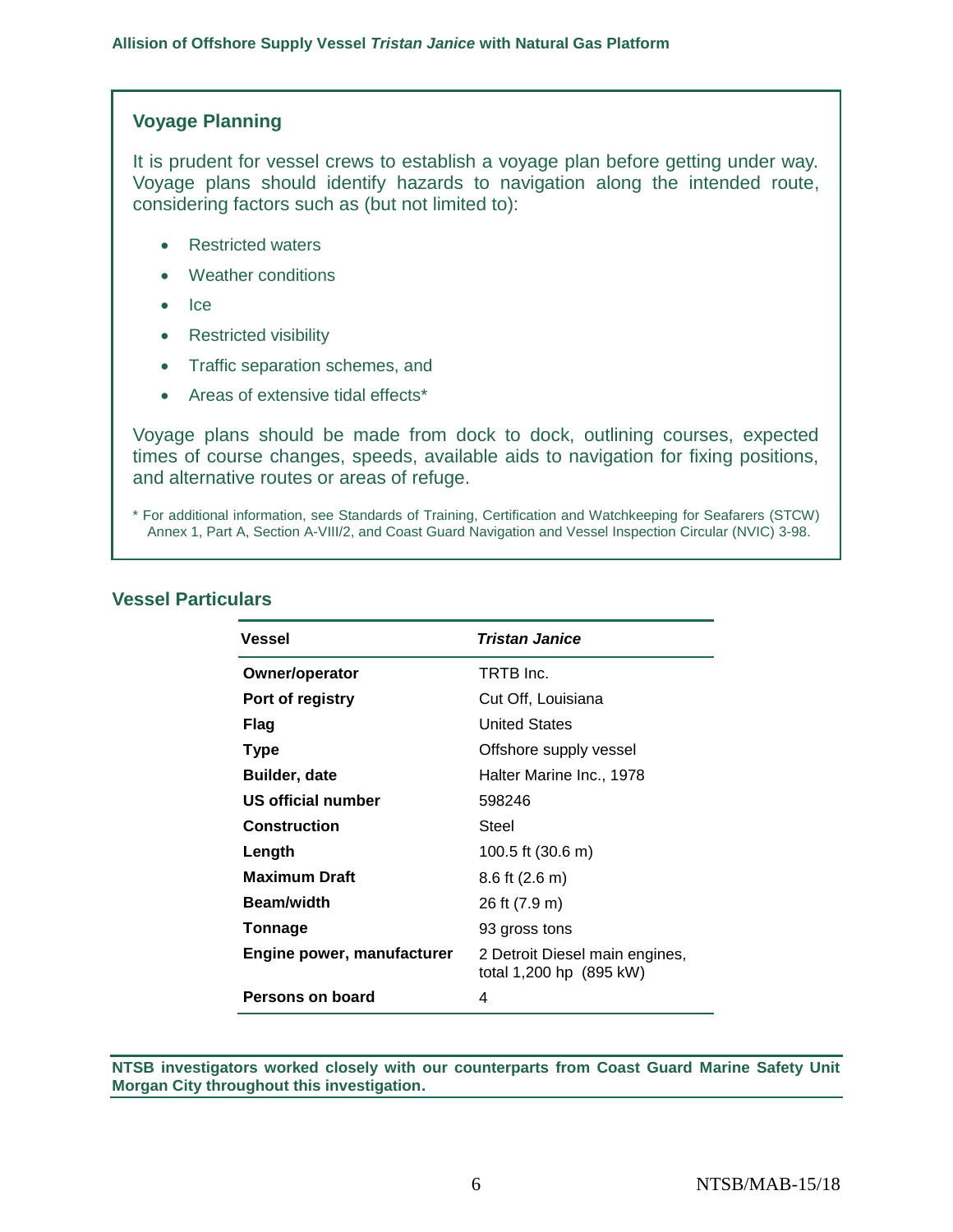### Voyage Planning

It is prudent for vessel crews to establish a voyage plan before getting under way. Voyage plans should identify hazards to navigation along the intended route, considering factors such as (but not limited to):

- Restricted waters
- Weather conditions
- Ice
- Restricted visibility
- Traffic separation schemes, and
- Areas of extensive tidal effects*

Voyage plans should be made from dock to dock, outlining courses, expected times of course changes, speeds, available aids to navigation for fixing positions, and alternative routes or areas of refuge.

* For additional information, see Standards of Training, Certification and Watchkeeping for Seafarers (STCW) Annex 1, Part A, Section A-VIII/2, and Coast Guard Navigation and Vessel Inspection Circular (NVIC) 3-98.

## Vessel Particulars

| Vessel | *Tristan Janice* |
|---|---|
| **Owner/operator** | TRTB Inc. |
| **Port of registry** | Cut Off, Louisiana |
| **Flag** | United States |
| **Type** | Offshore supply vessel |
| **Builder, date** | Halter Marine Inc., 1978 |
| **US official number** | 598246 |
| **Construction** | Steel |
| **Length** | 100.5 ft (30.6 m) |
| **Maximum Draft** | 8.6 ft (2.6 m) |
| **Beam/width** | 26 ft (7.9 m) |
| **Tonnage** | 93 gross tons |
| **Engine power, manufacturer** | 2 Detroit Diesel main engines, total 1,200 hp (895 kW) |
| **Persons on board** | 4 |

**NTSB investigators worked closely with our counterparts from Coast Guard Marine Safety Unit Morgan City throughout this investigation.**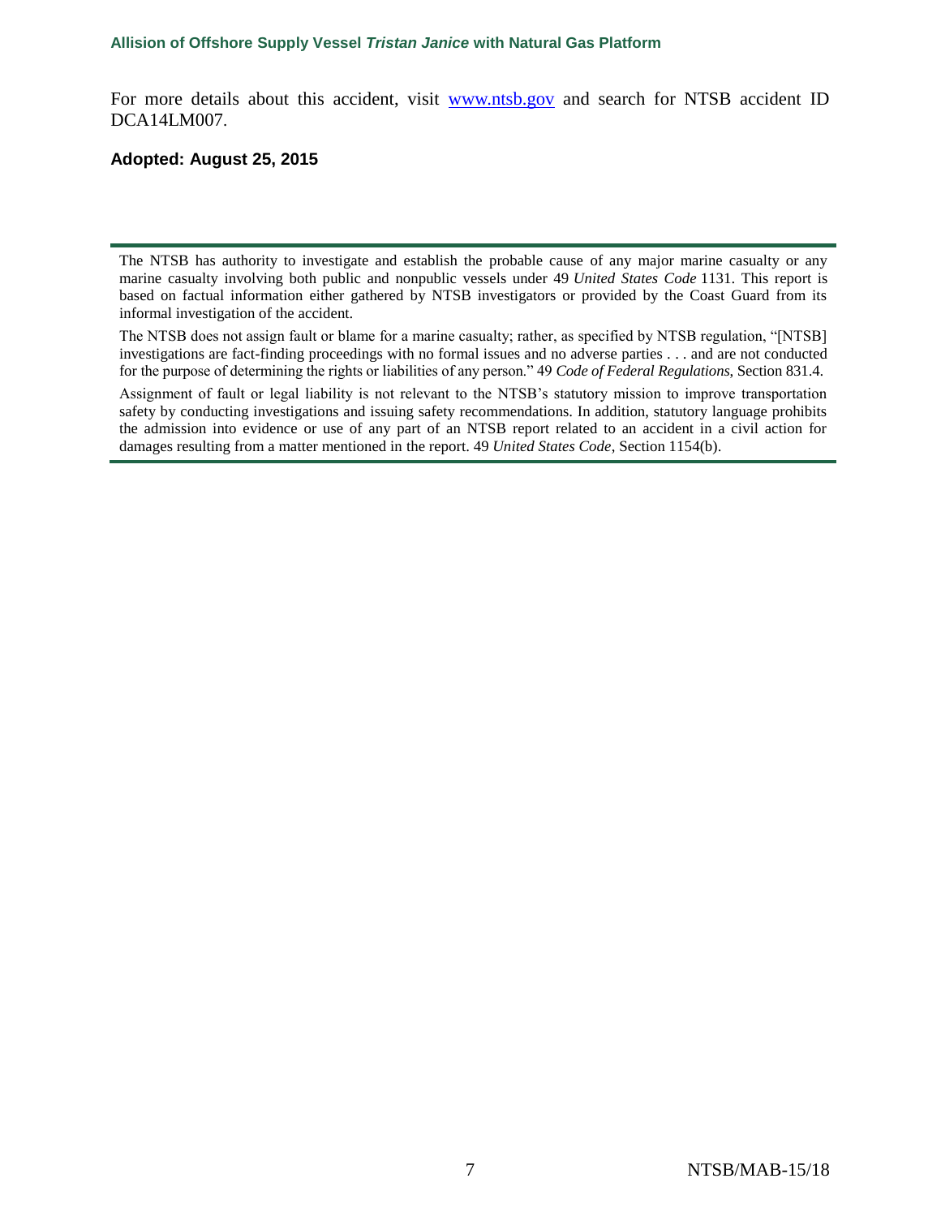For more details about this accident, visit www.ntsb.gov and search for NTSB accident ID DCA14LM007.

**Adopted: August 25, 2015**

---

The NTSB has authority to investigate and establish the probable cause of any major marine casualty or any marine casualty involving both public and nonpublic vessels under 49 *United States Code* 1131. This report is based on factual information either gathered by NTSB investigators or provided by the Coast Guard from its informal investigation of the accident.

The NTSB does not assign fault or blame for a marine casualty; rather, as specified by NTSB regulation, "[NTSB] investigations are fact-finding proceedings with no formal issues and no adverse parties . . . and are not conducted for the purpose of determining the rights or liabilities of any person." 49 *Code of Federal Regulations*, Section 831.4.

Assignment of fault or legal liability is not relevant to the NTSB's statutory mission to improve transportation safety by conducting investigations and issuing safety recommendations. In addition, statutory language prohibits the admission into evidence or use of any part of an NTSB report related to an accident in a civil action for damages resulting from a matter mentioned in the report. 49 *United States Code*, Section 1154(b).

---